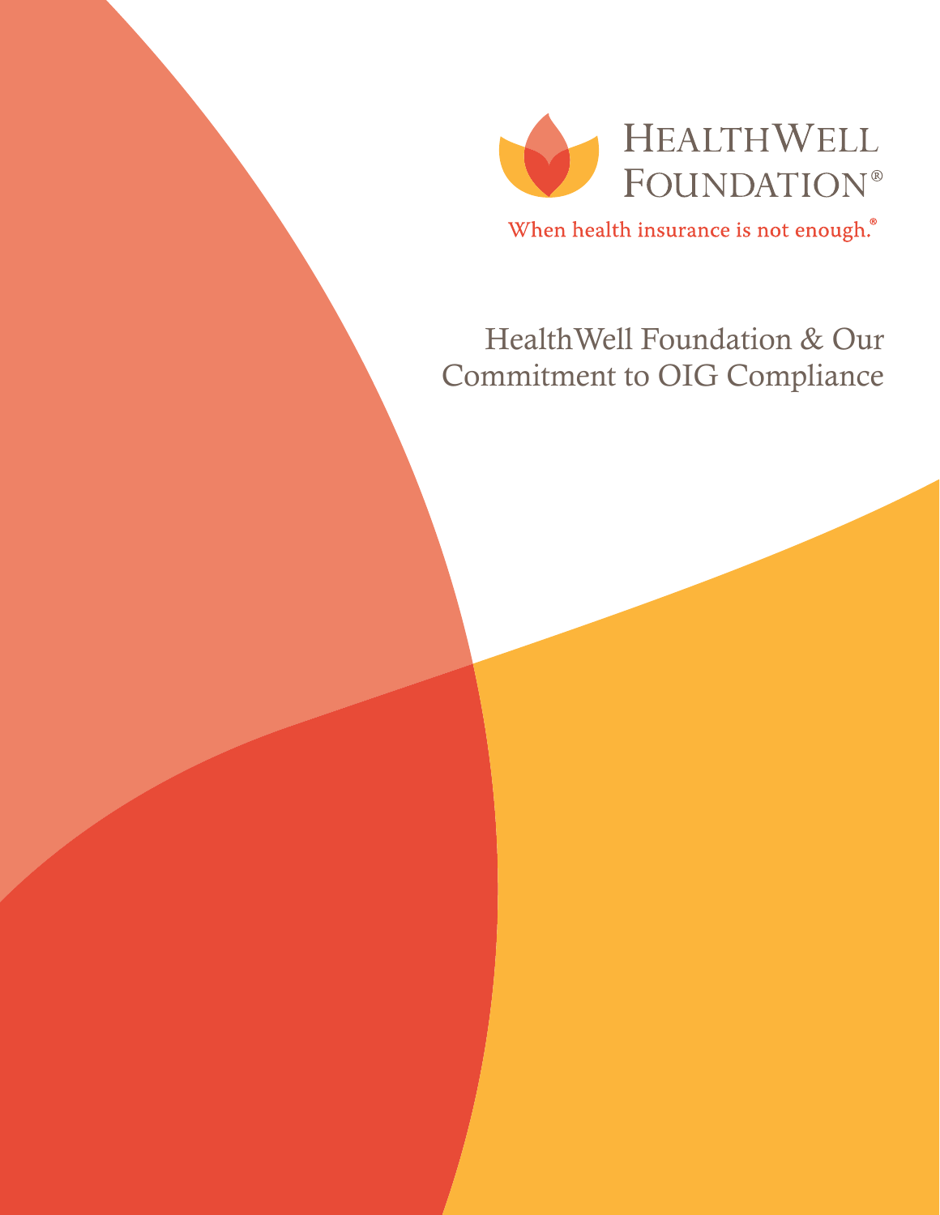HealthWell Foundation®

When health insurance is not enough.®

# HealthWell Foundation & Our Commitment to OIG Compliance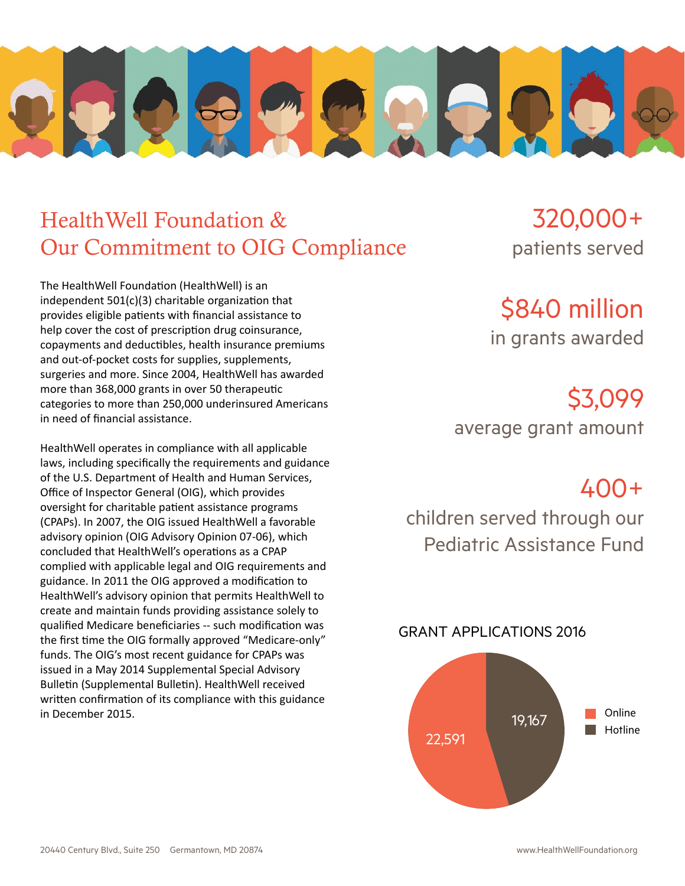# HealthWell Foundation & Our Commitment to OIG Compliance

The HealthWell Foundation (HealthWell) is an independent 501(c)(3) charitable organization that provides eligible patients with financial assistance to help cover the cost of prescription drug coinsurance, copayments and deductibles, health insurance premiums and out-of-pocket costs for supplies, supplements, surgeries and more. Since 2004, HealthWell has awarded more than 368,000 grants in over 50 therapeutic categories to more than 250,000 underinsured Americans in need of financial assistance.

HealthWell operates in compliance with all applicable laws, including specifically the requirements and guidance of the U.S. Department of Health and Human Services, Office of Inspector General (OIG), which provides oversight for charitable patient assistance programs (CPAPs). In 2007, the OIG issued HealthWell a favorable advisory opinion (OIG Advisory Opinion 07-06), which concluded that HealthWell's operations as a CPAP complied with applicable legal and OIG requirements and guidance. In 2011 the OIG approved a modification to HealthWell's advisory opinion that permits HealthWell to create and maintain funds providing assistance solely to qualified Medicare beneficiaries -- such modification was the first time the OIG formally approved "Medicare-only" funds. The OIG's most recent guidance for CPAPs was issued in a May 2014 Supplemental Special Advisory Bulletin (Supplemental Bulletin). HealthWell received written confirmation of its compliance with this guidance in December 2015.

**320,000+**
patients served

**$840 million**
in grants awarded

**$3,099**
average grant amount

**400+**
children served through our Pediatric Assistance Fund

## GRANT APPLICATIONS 2016

| Source | Applications |
|---|---|
| Online | 22,591 |
| Hotline | 19,167 |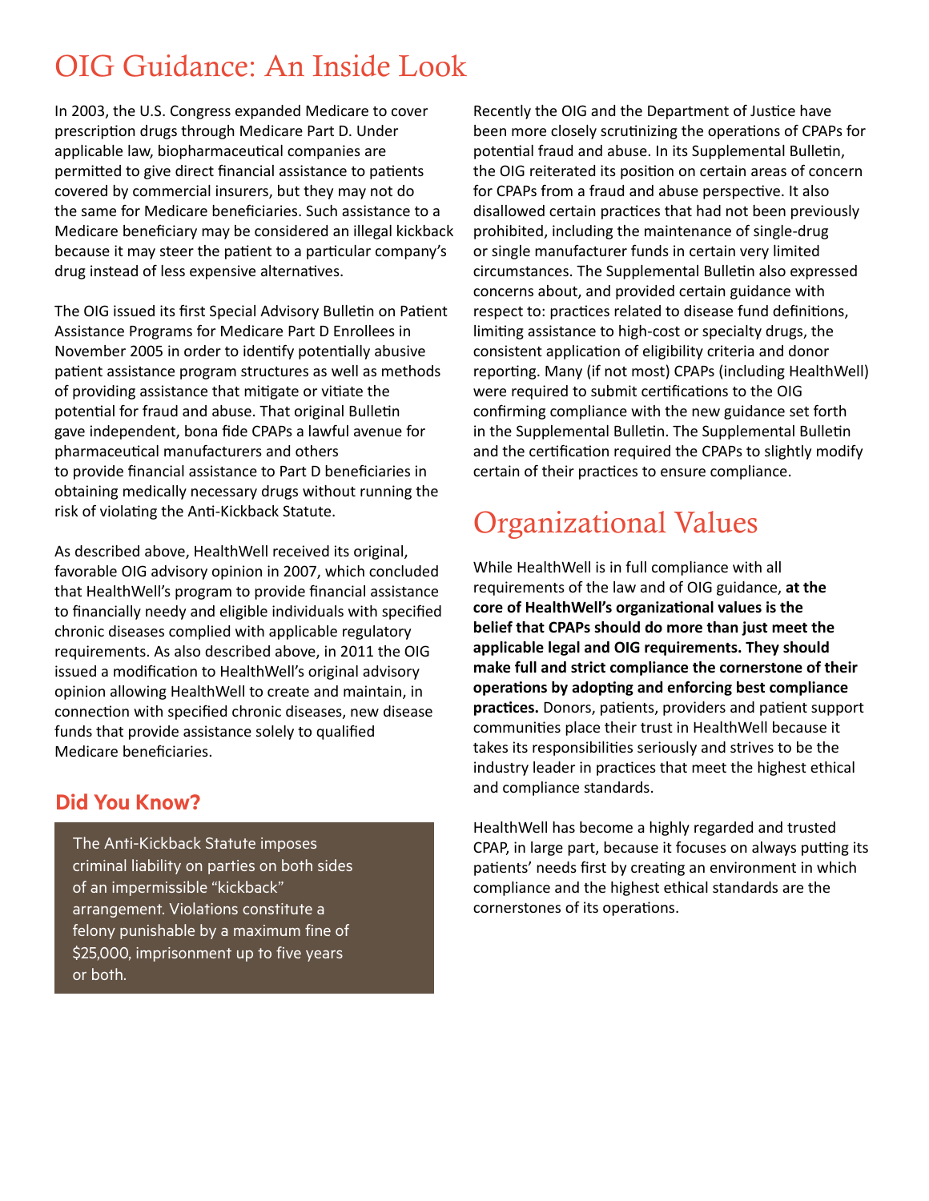# OIG Guidance: An Inside Look

In 2003, the U.S. Congress expanded Medicare to cover prescription drugs through Medicare Part D. Under applicable law, biopharmaceutical companies are permitted to give direct financial assistance to patients covered by commercial insurers, but they may not do the same for Medicare beneficiaries. Such assistance to a Medicare beneficiary may be considered an illegal kickback because it may steer the patient to a particular company's drug instead of less expensive alternatives.

The OIG issued its first Special Advisory Bulletin on Patient Assistance Programs for Medicare Part D Enrollees in November 2005 in order to identify potentially abusive patient assistance program structures as well as methods of providing assistance that mitigate or vitiate the potential for fraud and abuse. That original Bulletin gave independent, bona fide CPAPs a lawful avenue for pharmaceutical manufacturers and others to provide financial assistance to Part D beneficiaries in obtaining medically necessary drugs without running the risk of violating the Anti-Kickback Statute.

As described above, HealthWell received its original, favorable OIG advisory opinion in 2007, which concluded that HealthWell's program to provide financial assistance to financially needy and eligible individuals with specified chronic diseases complied with applicable regulatory requirements. As also described above, in 2011 the OIG issued a modification to HealthWell's original advisory opinion allowing HealthWell to create and maintain, in connection with specified chronic diseases, new disease funds that provide assistance solely to qualified Medicare beneficiaries.

### Did You Know?

The Anti-Kickback Statute imposes criminal liability on parties on both sides of an impermissible "kickback" arrangement. Violations constitute a felony punishable by a maximum fine of $25,000, imprisonment up to five years or both.

Recently the OIG and the Department of Justice have been more closely scrutinizing the operations of CPAPs for potential fraud and abuse. In its Supplemental Bulletin, the OIG reiterated its position on certain areas of concern for CPAPs from a fraud and abuse perspective. It also disallowed certain practices that had not been previously prohibited, including the maintenance of single-drug or single manufacturer funds in certain very limited circumstances. The Supplemental Bulletin also expressed concerns about, and provided certain guidance with respect to: practices related to disease fund definitions, limiting assistance to high-cost or specialty drugs, the consistent application of eligibility criteria and donor reporting. Many (if not most) CPAPs (including HealthWell) were required to submit certifications to the OIG confirming compliance with the new guidance set forth in the Supplemental Bulletin. The Supplemental Bulletin and the certification required the CPAPs to slightly modify certain of their practices to ensure compliance.

# Organizational Values

While HealthWell is in full compliance with all requirements of the law and of OIG guidance, **at the core of HealthWell's organizational values is the belief that CPAPs should do more than just meet the applicable legal and OIG requirements. They should make full and strict compliance the cornerstone of their operations by adopting and enforcing best compliance practices.** Donors, patients, providers and patient support communities place their trust in HealthWell because it takes its responsibilities seriously and strives to be the industry leader in practices that meet the highest ethical and compliance standards.

HealthWell has become a highly regarded and trusted CPAP, in large part, because it focuses on always putting its patients' needs first by creating an environment in which compliance and the highest ethical standards are the cornerstones of its operations.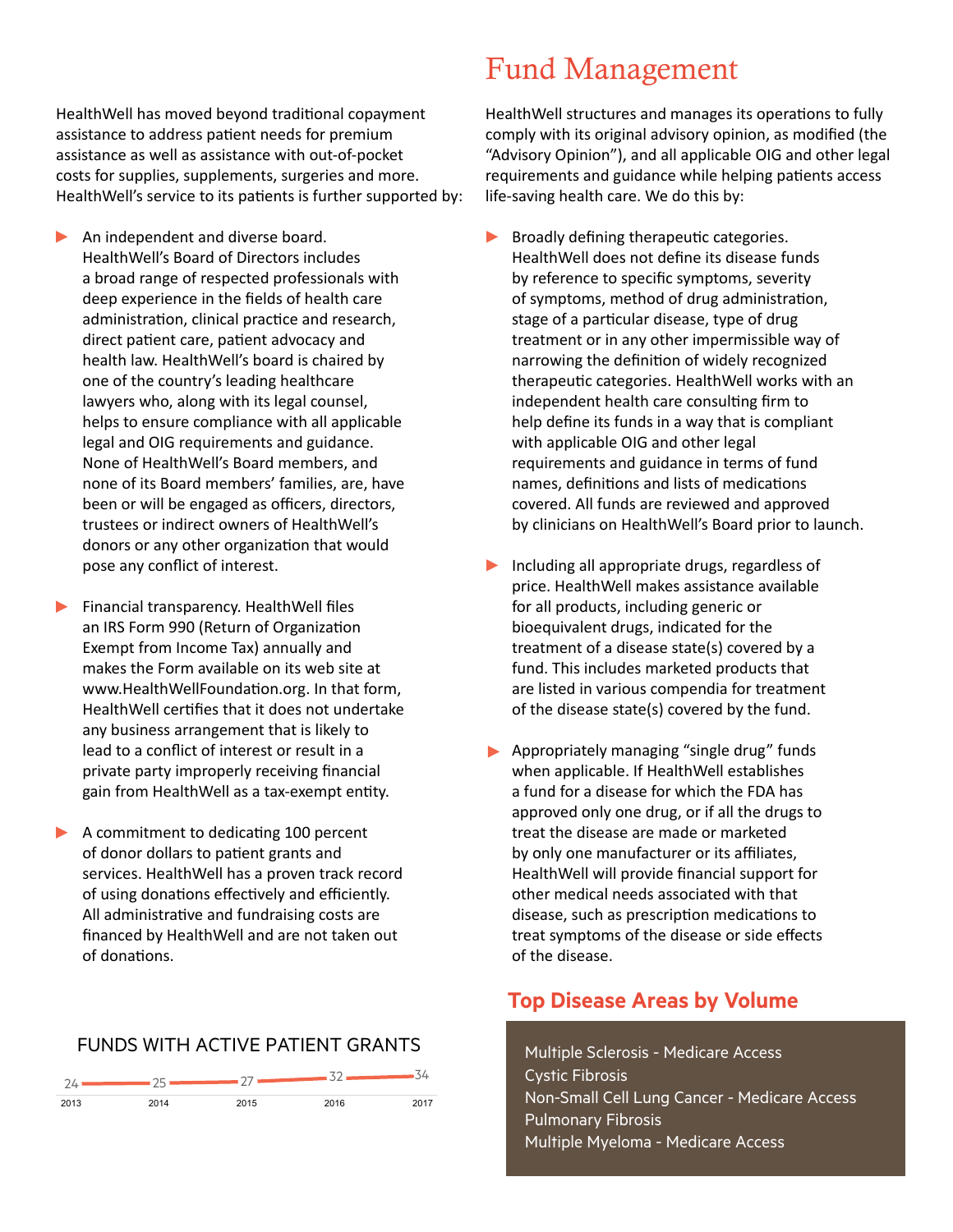HealthWell has moved beyond traditional copayment assistance to address patient needs for premium assistance as well as assistance with out-of-pocket costs for supplies, supplements, surgeries and more. HealthWell's service to its patients is further supported by:

- An independent and diverse board. HealthWell's Board of Directors includes a broad range of respected professionals with deep experience in the fields of health care administration, clinical practice and research, direct patient care, patient advocacy and health law. HealthWell's board is chaired by one of the country's leading healthcare lawyers who, along with its legal counsel, helps to ensure compliance with all applicable legal and OIG requirements and guidance. None of HealthWell's Board members, and none of its Board members' families, are, have been or will be engaged as officers, directors, trustees or indirect owners of HealthWell's donors or any other organization that would pose any conflict of interest.

- Financial transparency. HealthWell files an IRS Form 990 (Return of Organization Exempt from Income Tax) annually and makes the Form available on its web site at www.HealthWellFoundation.org. In that form, HealthWell certifies that it does not undertake any business arrangement that is likely to lead to a conflict of interest or result in a private party improperly receiving financial gain from HealthWell as a tax-exempt entity.

- A commitment to dedicating 100 percent of donor dollars to patient grants and services. HealthWell has a proven track record of using donations effectively and efficiently. All administrative and fundraising costs are financed by HealthWell and are not taken out of donations.

## FUNDS WITH ACTIVE PATIENT GRANTS

| 2013 | 2014 | 2015 | 2016 | 2017 |
|---|---|---|---|---|
| 24 | 25 | 27 | 32 | 34 |

# Fund Management

HealthWell structures and manages its operations to fully comply with its original advisory opinion, as modified (the "Advisory Opinion"), and all applicable OIG and other legal requirements and guidance while helping patients access life-saving health care. We do this by:

- Broadly defining therapeutic categories. HealthWell does not define its disease funds by reference to specific symptoms, severity of symptoms, method of drug administration, stage of a particular disease, type of drug treatment or in any other impermissible way of narrowing the definition of widely recognized therapeutic categories. HealthWell works with an independent health care consulting firm to help define its funds in a way that is compliant with applicable OIG and other legal requirements and guidance in terms of fund names, definitions and lists of medications covered. All funds are reviewed and approved by clinicians on HealthWell's Board prior to launch.

- Including all appropriate drugs, regardless of price. HealthWell makes assistance available for all products, including generic or bioequivalent drugs, indicated for the treatment of a disease state(s) covered by a fund. This includes marketed products that are listed in various compendia for treatment of the disease state(s) covered by the fund.

- Appropriately managing "single drug" funds when applicable. If HealthWell establishes a fund for a disease for which the FDA has approved only one drug, or if all the drugs to treat the disease are made or marketed by only one manufacturer or its affiliates, HealthWell will provide financial support for other medical needs associated with that disease, such as prescription medications to treat symptoms of the disease or side effects of the disease.

## Top Disease Areas by Volume

Multiple Sclerosis - Medicare Access
Cystic Fibrosis
Non-Small Cell Lung Cancer - Medicare Access
Pulmonary Fibrosis
Multiple Myeloma - Medicare Access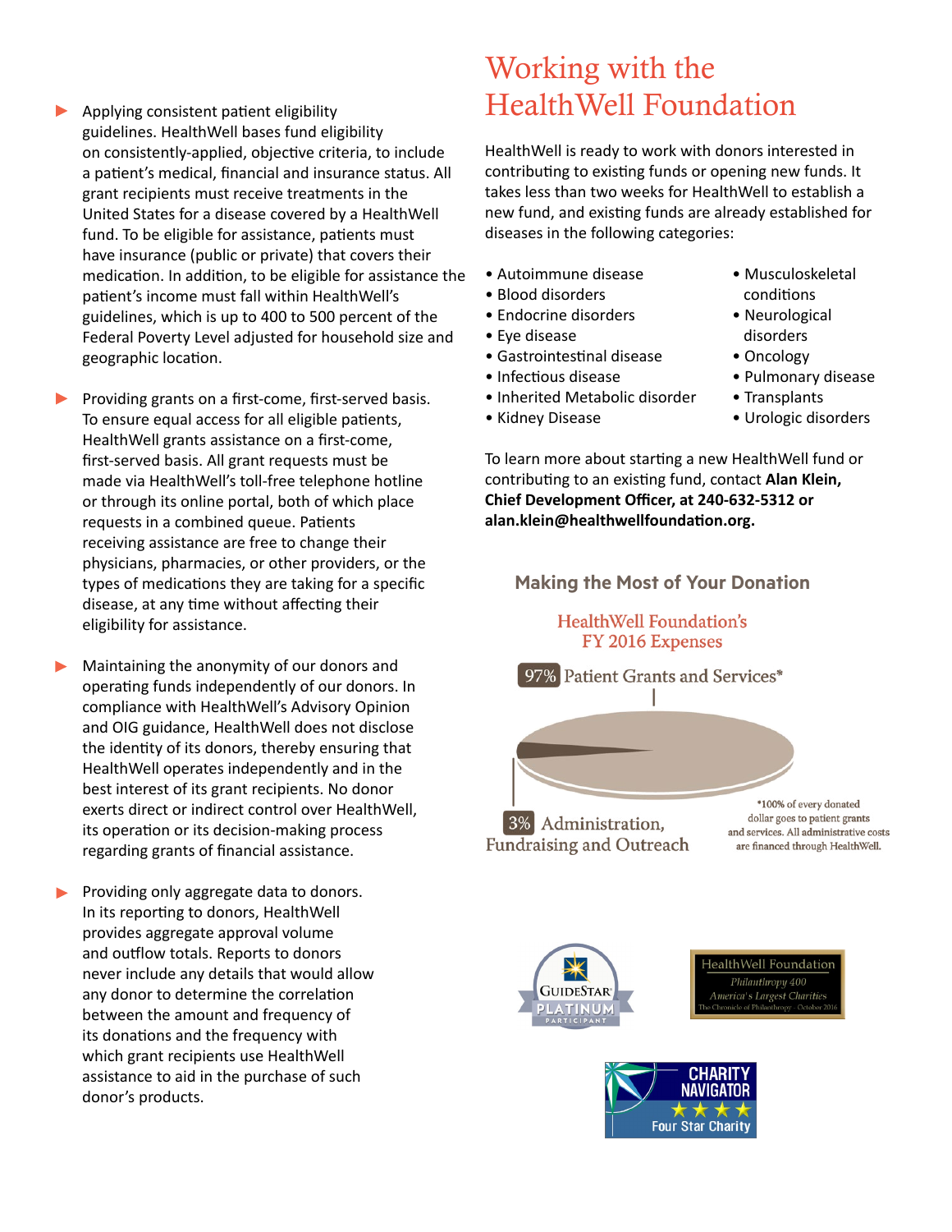- Applying consistent patient eligibility guidelines. HealthWell bases fund eligibility on consistently-applied, objective criteria, to include a patient's medical, financial and insurance status. All grant recipients must receive treatments in the United States for a disease covered by a HealthWell fund. To be eligible for assistance, patients must have insurance (public or private) that covers their medication. In addition, to be eligible for assistance the patient's income must fall within HealthWell's guidelines, which is up to 400 to 500 percent of the Federal Poverty Level adjusted for household size and geographic location.

- Providing grants on a first-come, first-served basis. To ensure equal access for all eligible patients, HealthWell grants assistance on a first-come, first-served basis. All grant requests must be made via HealthWell's toll-free telephone hotline or through its online portal, both of which place requests in a combined queue. Patients receiving assistance are free to change their physicians, pharmacies, or other providers, or the types of medications they are taking for a specific disease, at any time without affecting their eligibility for assistance.

- Maintaining the anonymity of our donors and operating funds independently of our donors. In compliance with HealthWell's Advisory Opinion and OIG guidance, HealthWell does not disclose the identity of its donors, thereby ensuring that HealthWell operates independently and in the best interest of its grant recipients. No donor exerts direct or indirect control over HealthWell, its operation or its decision-making process regarding grants of financial assistance.

- Providing only aggregate data to donors. In its reporting to donors, HealthWell provides aggregate approval volume and outflow totals. Reports to donors never include any details that would allow any donor to determine the correlation between the amount and frequency of its donations and the frequency with which grant recipients use HealthWell assistance to aid in the purchase of such donor's products.

# Working with the HealthWell Foundation

HealthWell is ready to work with donors interested in contributing to existing funds or opening new funds. It takes less than two weeks for HealthWell to establish a new fund, and existing funds are already established for diseases in the following categories:

- Autoimmune disease
- Blood disorders
- Endocrine disorders
- Eye disease
- Gastrointestinal disease
- Infectious disease
- Inherited Metabolic disorder
- Kidney Disease
- Musculoskeletal conditions
- Neurological disorders
- Oncology
- Pulmonary disease
- Transplants
- Urologic disorders

To learn more about starting a new HealthWell fund or contributing to an existing fund, contact **Alan Klein, Chief Development Officer, at 240-632-5312 or alan.klein@healthwellfoundation.org.**

## Making the Most of Your Donation

HealthWell Foundation's
FY 2016 Expenses

97% Patient Grants and Services*

3% Administration, Fundraising and Outreach

*100% of every donated dollar goes to patient grants and services. All administrative costs are financed through HealthWell.

GuideStar Platinum Participant

HealthWell Foundation
Philanthropy 400
America's Largest Charities
The Chronicle of Philanthropy · October 2016

Charity Navigator
Four Star Charity